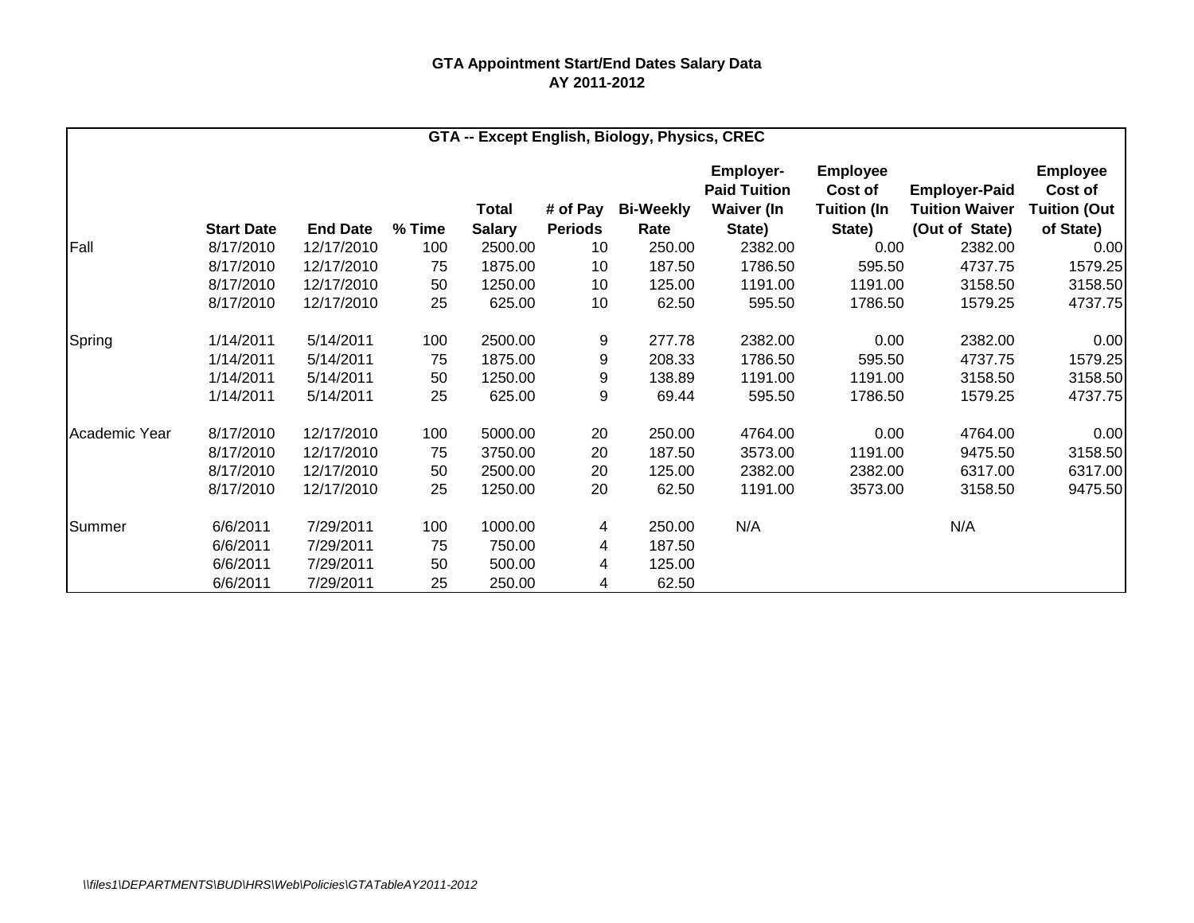**GTA Appointment Start/End Dates Salary Data**
**AY 2011-2012**

| GTA -- Except English, Biology, Physics, CREC | | | | | | | | | | |
|---|---|---|---|---|---|---|---|---|---|---|
| | **Start Date** | **End Date** | **% Time** | **Total Salary** | **# of Pay Periods** | **Bi-Weekly Rate** | **Employer-Paid Tuition Waiver (In State)** | **Employee Cost of Tuition (In State)** | **Employer-Paid Tuition Waiver (Out of State)** | **Employee Cost of Tuition (Out of State)** |
| Fall | 8/17/2010 | 12/17/2010 | 100 | 2500.00 | 10 | 250.00 | 2382.00 | 0.00 | 2382.00 | 0.00 |
| | 8/17/2010 | 12/17/2010 | 75 | 1875.00 | 10 | 187.50 | 1786.50 | 595.50 | 4737.75 | 1579.25 |
| | 8/17/2010 | 12/17/2010 | 50 | 1250.00 | 10 | 125.00 | 1191.00 | 1191.00 | 3158.50 | 3158.50 |
| | 8/17/2010 | 12/17/2010 | 25 | 625.00 | 10 | 62.50 | 595.50 | 1786.50 | 1579.25 | 4737.75 |
| Spring | 1/14/2011 | 5/14/2011 | 100 | 2500.00 | 9 | 277.78 | 2382.00 | 0.00 | 2382.00 | 0.00 |
| | 1/14/2011 | 5/14/2011 | 75 | 1875.00 | 9 | 208.33 | 1786.50 | 595.50 | 4737.75 | 1579.25 |
| | 1/14/2011 | 5/14/2011 | 50 | 1250.00 | 9 | 138.89 | 1191.00 | 1191.00 | 3158.50 | 3158.50 |
| | 1/14/2011 | 5/14/2011 | 25 | 625.00 | 9 | 69.44 | 595.50 | 1786.50 | 1579.25 | 4737.75 |
| Academic Year | 8/17/2010 | 12/17/2010 | 100 | 5000.00 | 20 | 250.00 | 4764.00 | 0.00 | 4764.00 | 0.00 |
| | 8/17/2010 | 12/17/2010 | 75 | 3750.00 | 20 | 187.50 | 3573.00 | 1191.00 | 9475.50 | 3158.50 |
| | 8/17/2010 | 12/17/2010 | 50 | 2500.00 | 20 | 125.00 | 2382.00 | 2382.00 | 6317.00 | 6317.00 |
| | 8/17/2010 | 12/17/2010 | 25 | 1250.00 | 20 | 62.50 | 1191.00 | 3573.00 | 3158.50 | 9475.50 |
| Summer | 6/6/2011 | 7/29/2011 | 100 | 1000.00 | 4 | 250.00 | N/A | | N/A | |
| | 6/6/2011 | 7/29/2011 | 75 | 750.00 | 4 | 187.50 | | | | |
| | 6/6/2011 | 7/29/2011 | 50 | 500.00 | 4 | 125.00 | | | | |
| | 6/6/2011 | 7/29/2011 | 25 | 250.00 | 4 | 62.50 | | | | |

*\\files1\DEPARTMENTS\BUD\HRS\Web\Policies\GTATableAY2011-2012*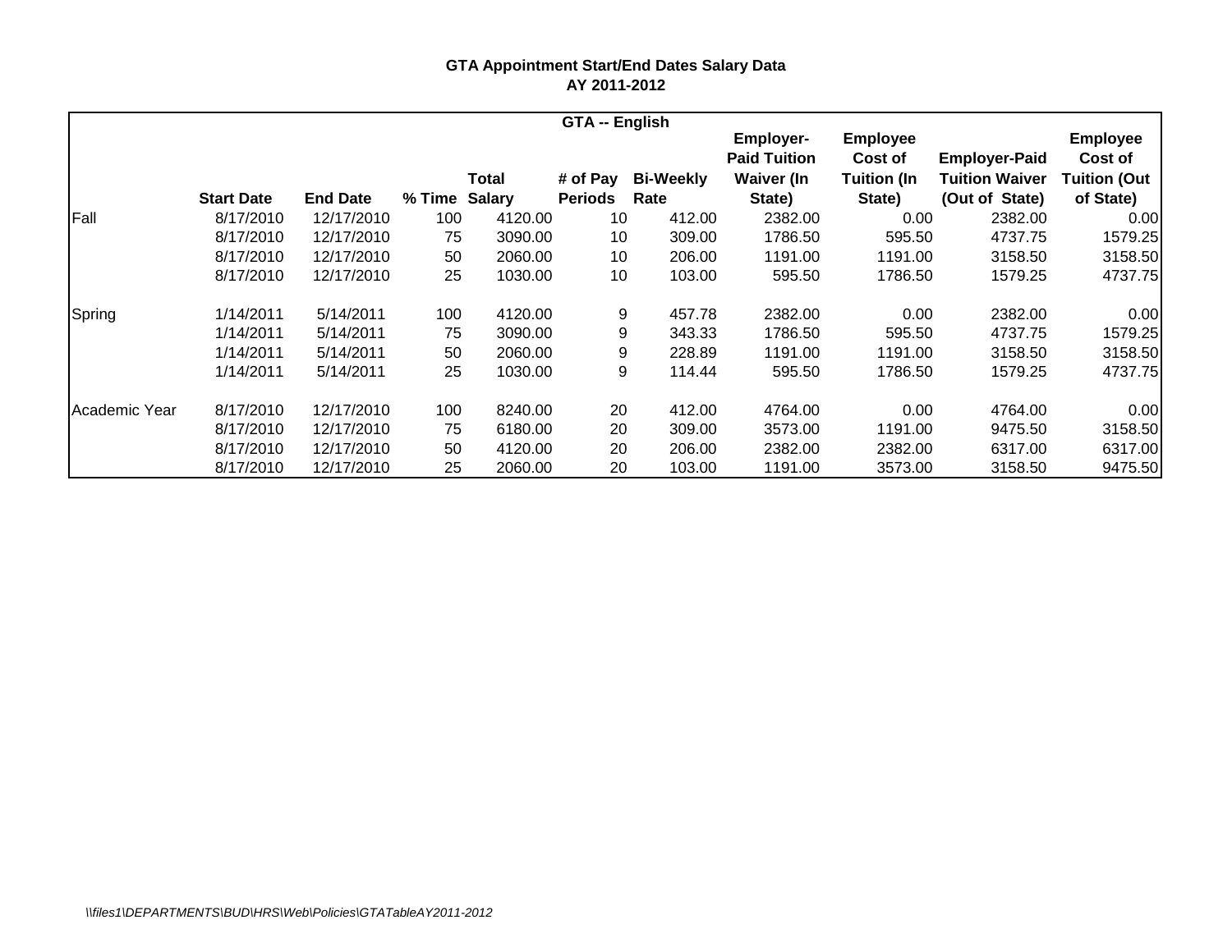**GTA Appointment Start/End Dates Salary Data**
**AY 2011-2012**

| GTA -- English | | | | | | | | | | |
|---|---|---|---|---|---|---|---|---|---|---|
| | **Start Date** | **End Date** | **% Time** | **Total Salary** | **# of Pay Periods** | **Bi-Weekly Rate** | **Employer-Paid Tuition Waiver (In State)** | **Employee Cost of Tuition (In State)** | **Employer-Paid Tuition Waiver (Out of State)** | **Employee Cost of Tuition (Out of State)** |
| Fall | 8/17/2010 | 12/17/2010 | 100 | 4120.00 | 10 | 412.00 | 2382.00 | 0.00 | 2382.00 | 0.00 |
| | 8/17/2010 | 12/17/2010 | 75 | 3090.00 | 10 | 309.00 | 1786.50 | 595.50 | 4737.75 | 1579.25 |
| | 8/17/2010 | 12/17/2010 | 50 | 2060.00 | 10 | 206.00 | 1191.00 | 1191.00 | 3158.50 | 3158.50 |
| | 8/17/2010 | 12/17/2010 | 25 | 1030.00 | 10 | 103.00 | 595.50 | 1786.50 | 1579.25 | 4737.75 |
| Spring | 1/14/2011 | 5/14/2011 | 100 | 4120.00 | 9 | 457.78 | 2382.00 | 0.00 | 2382.00 | 0.00 |
| | 1/14/2011 | 5/14/2011 | 75 | 3090.00 | 9 | 343.33 | 1786.50 | 595.50 | 4737.75 | 1579.25 |
| | 1/14/2011 | 5/14/2011 | 50 | 2060.00 | 9 | 228.89 | 1191.00 | 1191.00 | 3158.50 | 3158.50 |
| | 1/14/2011 | 5/14/2011 | 25 | 1030.00 | 9 | 114.44 | 595.50 | 1786.50 | 1579.25 | 4737.75 |
| Academic Year | 8/17/2010 | 12/17/2010 | 100 | 8240.00 | 20 | 412.00 | 4764.00 | 0.00 | 4764.00 | 0.00 |
| | 8/17/2010 | 12/17/2010 | 75 | 6180.00 | 20 | 309.00 | 3573.00 | 1191.00 | 9475.50 | 3158.50 |
| | 8/17/2010 | 12/17/2010 | 50 | 4120.00 | 20 | 206.00 | 2382.00 | 2382.00 | 6317.00 | 6317.00 |
| | 8/17/2010 | 12/17/2010 | 25 | 2060.00 | 20 | 103.00 | 1191.00 | 3573.00 | 3158.50 | 9475.50 |

*\\files1\DEPARTMENTS\BUD\HRS\Web\Policies\GTATableAY2011-2012*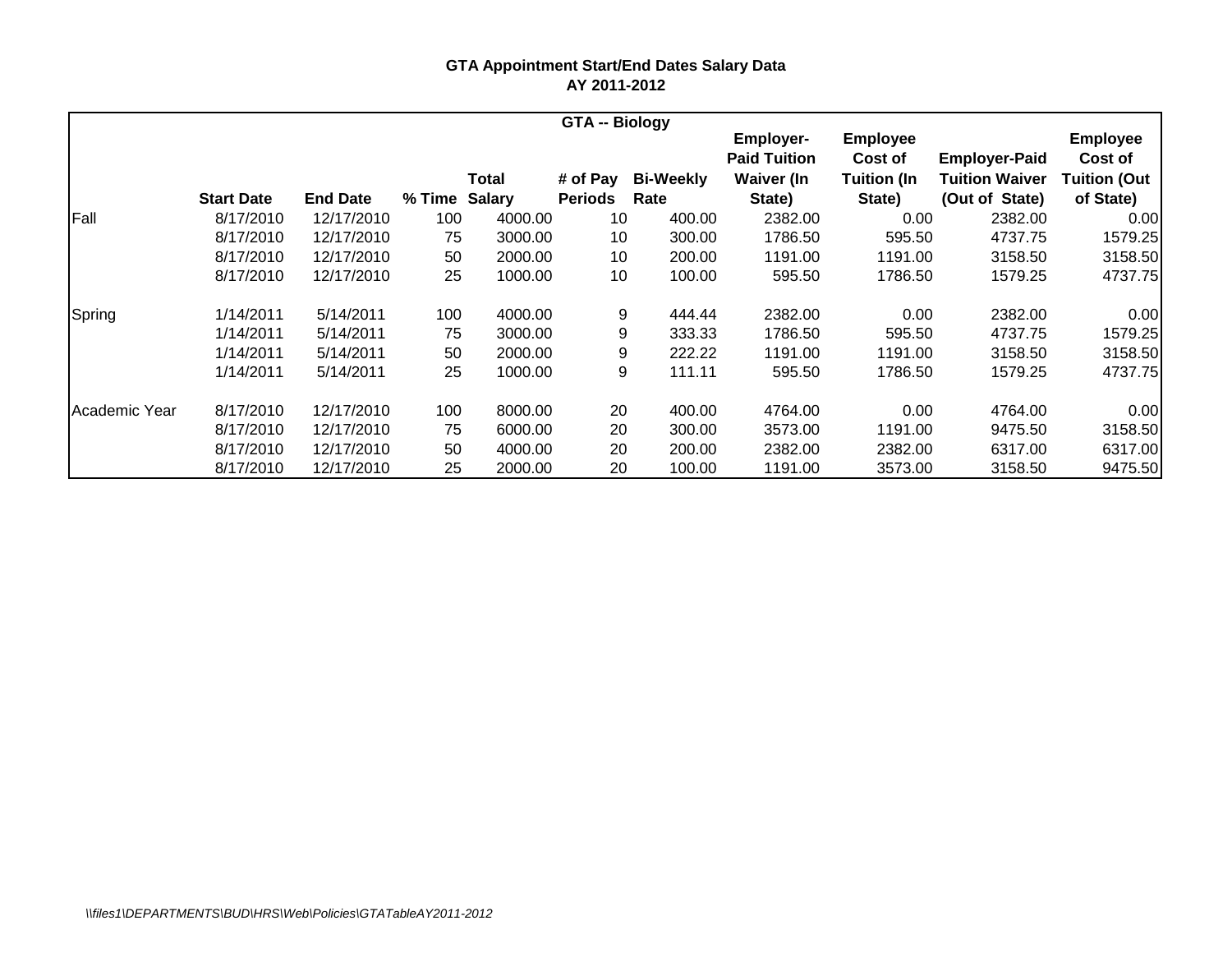**GTA Appointment Start/End Dates Salary Data**
**AY 2011-2012**

| GTA -- Biology | | | | | | | | | | |
|---|---|---|---|---|---|---|---|---|---|---|
| | **Start Date** | **End Date** | **% Time** | **Total Salary** | **# of Pay Periods** | **Bi-Weekly Rate** | **Employer-Paid Tuition Waiver (In State)** | **Employee Cost of Tuition (In State)** | **Employer-Paid Tuition Waiver (Out of State)** | **Employee Cost of Tuition (Out of State)** |
| Fall | 8/17/2010 | 12/17/2010 | 100 | 4000.00 | 10 | 400.00 | 2382.00 | 0.00 | 2382.00 | 0.00 |
| | 8/17/2010 | 12/17/2010 | 75 | 3000.00 | 10 | 300.00 | 1786.50 | 595.50 | 4737.75 | 1579.25 |
| | 8/17/2010 | 12/17/2010 | 50 | 2000.00 | 10 | 200.00 | 1191.00 | 1191.00 | 3158.50 | 3158.50 |
| | 8/17/2010 | 12/17/2010 | 25 | 1000.00 | 10 | 100.00 | 595.50 | 1786.50 | 1579.25 | 4737.75 |
| Spring | 1/14/2011 | 5/14/2011 | 100 | 4000.00 | 9 | 444.44 | 2382.00 | 0.00 | 2382.00 | 0.00 |
| | 1/14/2011 | 5/14/2011 | 75 | 3000.00 | 9 | 333.33 | 1786.50 | 595.50 | 4737.75 | 1579.25 |
| | 1/14/2011 | 5/14/2011 | 50 | 2000.00 | 9 | 222.22 | 1191.00 | 1191.00 | 3158.50 | 3158.50 |
| | 1/14/2011 | 5/14/2011 | 25 | 1000.00 | 9 | 111.11 | 595.50 | 1786.50 | 1579.25 | 4737.75 |
| Academic Year | 8/17/2010 | 12/17/2010 | 100 | 8000.00 | 20 | 400.00 | 4764.00 | 0.00 | 4764.00 | 0.00 |
| | 8/17/2010 | 12/17/2010 | 75 | 6000.00 | 20 | 300.00 | 3573.00 | 1191.00 | 9475.50 | 3158.50 |
| | 8/17/2010 | 12/17/2010 | 50 | 4000.00 | 20 | 200.00 | 2382.00 | 2382.00 | 6317.00 | 6317.00 |
| | 8/17/2010 | 12/17/2010 | 25 | 2000.00 | 20 | 100.00 | 1191.00 | 3573.00 | 3158.50 | 9475.50 |

*\\files1\DEPARTMENTS\BUD\HRS\Web\Policies\GTATableAY2011-2012*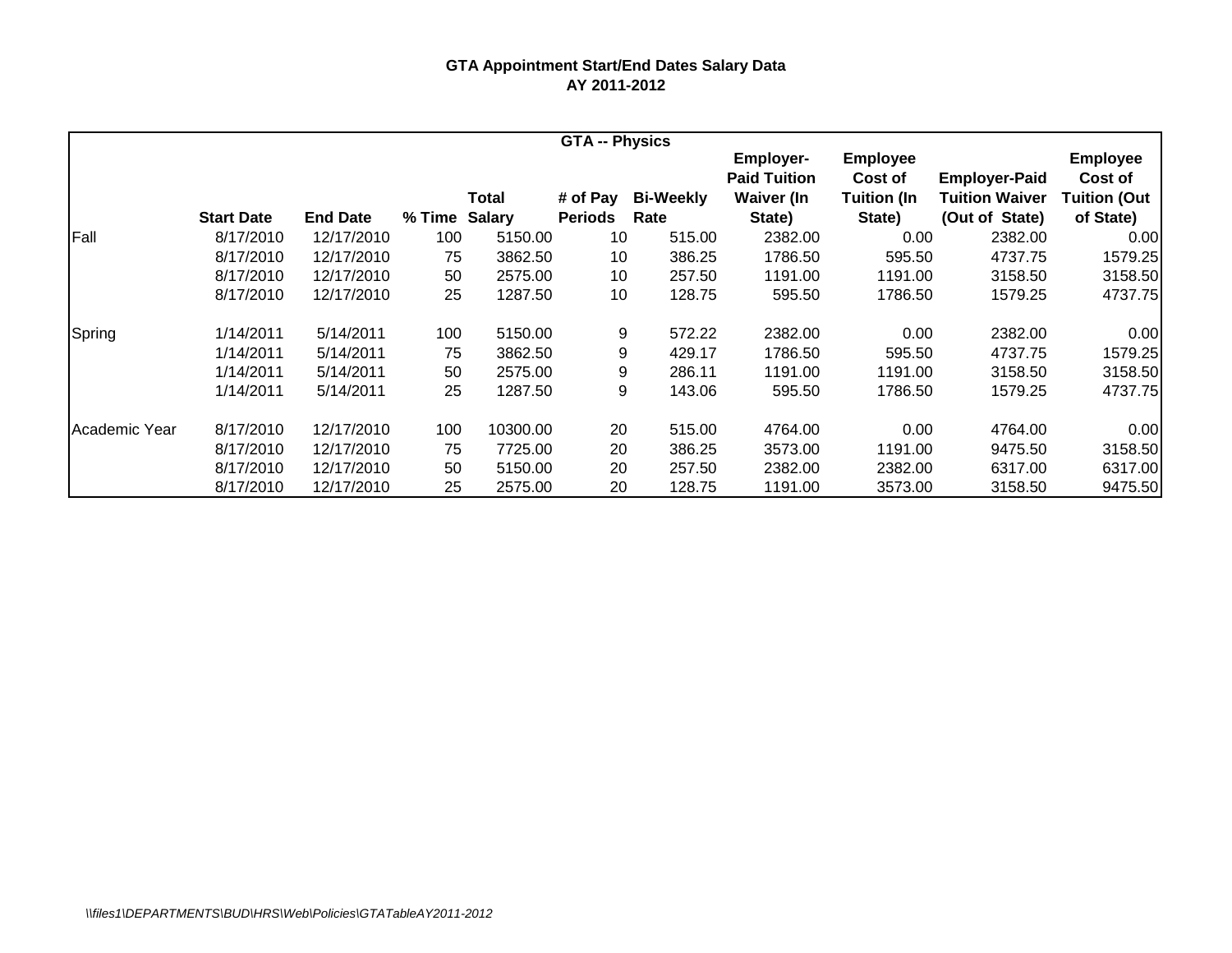**GTA Appointment Start/End Dates Salary Data**
**AY 2011-2012**

| GTA -- Physics | | | | | | | | | | |
|---|---|---|---|---|---|---|---|---|---|---|
| | **Start Date** | **End Date** | **% Time** | **Total Salary** | **# of Pay Periods** | **Bi-Weekly Rate** | **Employer-Paid Tuition Waiver (In State)** | **Employee Cost of Tuition (In State)** | **Employer-Paid Tuition Waiver (Out of State)** | **Employee Cost of Tuition (Out of State)** |
| Fall | 8/17/2010 | 12/17/2010 | 100 | 5150.00 | 10 | 515.00 | 2382.00 | 0.00 | 2382.00 | 0.00 |
| | 8/17/2010 | 12/17/2010 | 75 | 3862.50 | 10 | 386.25 | 1786.50 | 595.50 | 4737.75 | 1579.25 |
| | 8/17/2010 | 12/17/2010 | 50 | 2575.00 | 10 | 257.50 | 1191.00 | 1191.00 | 3158.50 | 3158.50 |
| | 8/17/2010 | 12/17/2010 | 25 | 1287.50 | 10 | 128.75 | 595.50 | 1786.50 | 1579.25 | 4737.75 |
| Spring | 1/14/2011 | 5/14/2011 | 100 | 5150.00 | 9 | 572.22 | 2382.00 | 0.00 | 2382.00 | 0.00 |
| | 1/14/2011 | 5/14/2011 | 75 | 3862.50 | 9 | 429.17 | 1786.50 | 595.50 | 4737.75 | 1579.25 |
| | 1/14/2011 | 5/14/2011 | 50 | 2575.00 | 9 | 286.11 | 1191.00 | 1191.00 | 3158.50 | 3158.50 |
| | 1/14/2011 | 5/14/2011 | 25 | 1287.50 | 9 | 143.06 | 595.50 | 1786.50 | 1579.25 | 4737.75 |
| Academic Year | 8/17/2010 | 12/17/2010 | 100 | 10300.00 | 20 | 515.00 | 4764.00 | 0.00 | 4764.00 | 0.00 |
| | 8/17/2010 | 12/17/2010 | 75 | 7725.00 | 20 | 386.25 | 3573.00 | 1191.00 | 9475.50 | 3158.50 |
| | 8/17/2010 | 12/17/2010 | 50 | 5150.00 | 20 | 257.50 | 2382.00 | 2382.00 | 6317.00 | 6317.00 |
| | 8/17/2010 | 12/17/2010 | 25 | 2575.00 | 20 | 128.75 | 1191.00 | 3573.00 | 3158.50 | 9475.50 |

*\\files1\DEPARTMENTS\BUD\HRS\Web\Policies\GTATableAY2011-2012*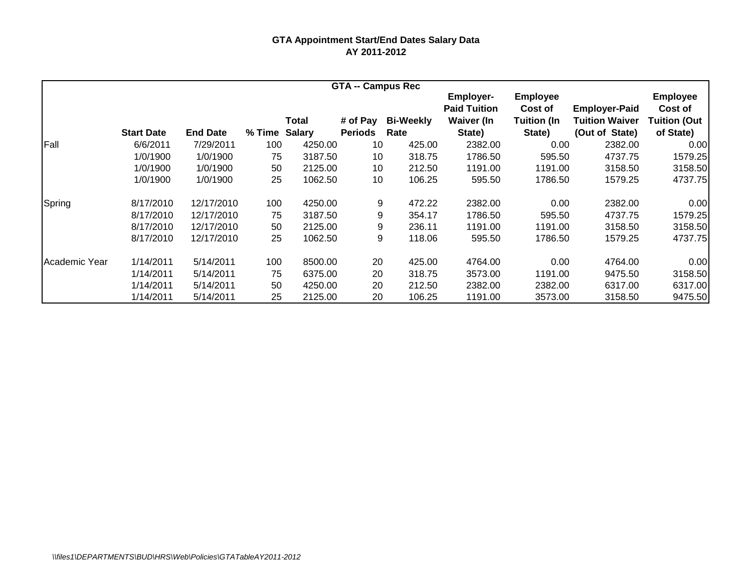**GTA Appointment Start/End Dates Salary Data**
**AY 2011-2012**

| GTA -- Campus Rec | | | | | | | | | | | |
|---|---|---|---|---|---|---|---|---|---|---|---|
| | **Start Date** | **End Date** | **% Time** | **Total Salary** | **# of Pay Periods** | **Bi-Weekly Rate** | **Employer-Paid Tuition Waiver (In State)** | **Employee Cost of Tuition (In State)** | **Employer-Paid Tuition Waiver (Out of State)** | **Employee Cost of Tuition (Out of State)** |
| Fall | 6/6/2011 | 7/29/2011 | 100 | 4250.00 | 10 | 425.00 | 2382.00 | 0.00 | 2382.00 | 0.00 |
| | 1/0/1900 | 1/0/1900 | 75 | 3187.50 | 10 | 318.75 | 1786.50 | 595.50 | 4737.75 | 1579.25 |
| | 1/0/1900 | 1/0/1900 | 50 | 2125.00 | 10 | 212.50 | 1191.00 | 1191.00 | 3158.50 | 3158.50 |
| | 1/0/1900 | 1/0/1900 | 25 | 1062.50 | 10 | 106.25 | 595.50 | 1786.50 | 1579.25 | 4737.75 |
| Spring | 8/17/2010 | 12/17/2010 | 100 | 4250.00 | 9 | 472.22 | 2382.00 | 0.00 | 2382.00 | 0.00 |
| | 8/17/2010 | 12/17/2010 | 75 | 3187.50 | 9 | 354.17 | 1786.50 | 595.50 | 4737.75 | 1579.25 |
| | 8/17/2010 | 12/17/2010 | 50 | 2125.00 | 9 | 236.11 | 1191.00 | 1191.00 | 3158.50 | 3158.50 |
| | 8/17/2010 | 12/17/2010 | 25 | 1062.50 | 9 | 118.06 | 595.50 | 1786.50 | 1579.25 | 4737.75 |
| Academic Year | 1/14/2011 | 5/14/2011 | 100 | 8500.00 | 20 | 425.00 | 4764.00 | 0.00 | 4764.00 | 0.00 |
| | 1/14/2011 | 5/14/2011 | 75 | 6375.00 | 20 | 318.75 | 3573.00 | 1191.00 | 9475.50 | 3158.50 |
| | 1/14/2011 | 5/14/2011 | 50 | 4250.00 | 20 | 212.50 | 2382.00 | 2382.00 | 6317.00 | 6317.00 |
| | 1/14/2011 | 5/14/2011 | 25 | 2125.00 | 20 | 106.25 | 1191.00 | 3573.00 | 3158.50 | 9475.50 |

*\\files1\DEPARTMENTS\BUD\HRS\Web\Policies\GTATableAY2011-2012*